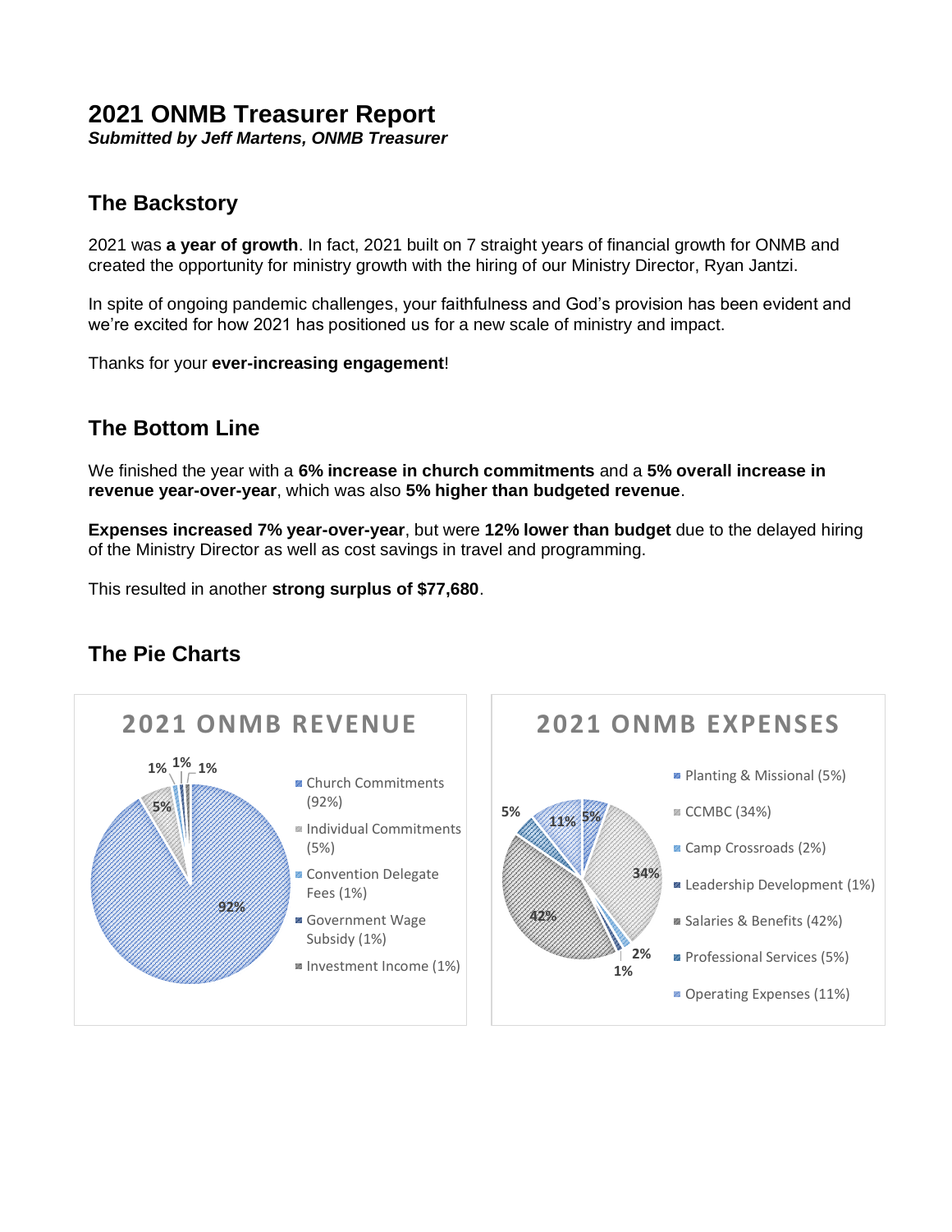# 2021 ONMB Treasurer Report

***Submitted by Jeff Martens, ONMB Treasurer***

## The Backstory

2021 was **a year of growth**. In fact, 2021 built on 7 straight years of financial growth for ONMB and created the opportunity for ministry growth with the hiring of our Ministry Director, Ryan Jantzi.

In spite of ongoing pandemic challenges, your faithfulness and God's provision has been evident and we're excited for how 2021 has positioned us for a new scale of ministry and impact.

Thanks for your **ever-increasing engagement**!

## The Bottom Line

We finished the year with a **6% increase in church commitments** and a **5% overall increase in revenue year-over-year**, which was also **5% higher than budgeted revenue**.

**Expenses increased 7% year-over-year**, but were **12% lower than budget** due to the delayed hiring of the Ministry Director as well as cost savings in travel and programming.

This resulted in another **strong surplus of $77,680**.

## The Pie Charts

**2021 ONMB REVENUE**

- Church Commitments (92%)
- Individual Commitments (5%)
- Convention Delegate Fees (1%)
- Government Wage Subsidy (1%)
- Investment Income (1%)

**2021 ONMB EXPENSES**

- Planting & Missional (5%)
- CCMBC (34%)
- Camp Crossroads (2%)
- Leadership Development (1%)
- Salaries & Benefits (42%)
- Professional Services (5%)
- Operating Expenses (11%)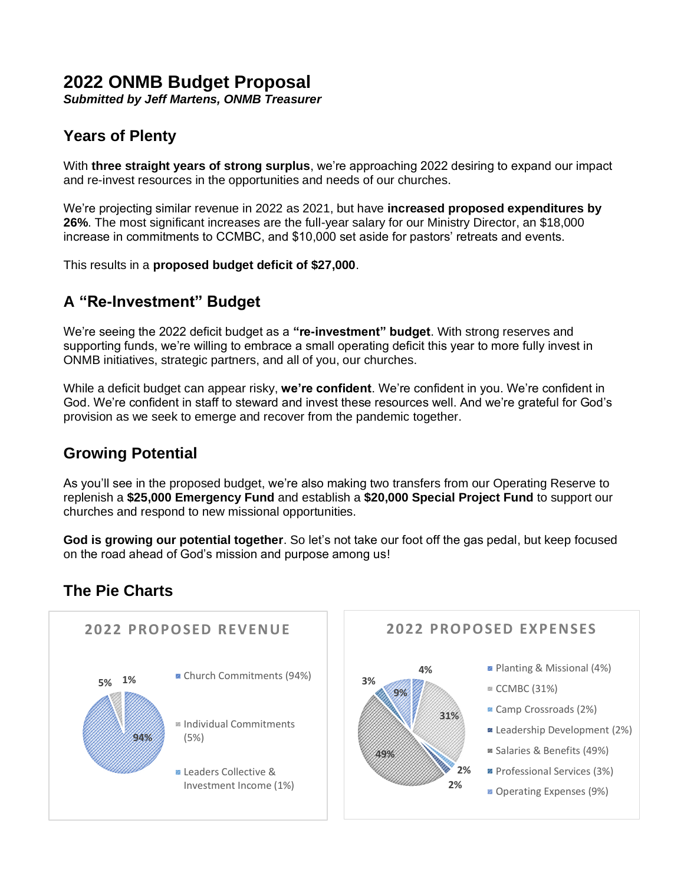# 2022 ONMB Budget Proposal

***Submitted by Jeff Martens, ONMB Treasurer***

## Years of Plenty

With **three straight years of strong surplus**, we're approaching 2022 desiring to expand our impact and re-invest resources in the opportunities and needs of our churches.

We're projecting similar revenue in 2022 as 2021, but have **increased proposed expenditures by 26%**. The most significant increases are the full-year salary for our Ministry Director, an $18,000 increase in commitments to CCMBC, and $10,000 set aside for pastors' retreats and events.

This results in a **proposed budget deficit of $27,000**.

## A "Re-Investment" Budget

We're seeing the 2022 deficit budget as a **"re-investment" budget**. With strong reserves and supporting funds, we're willing to embrace a small operating deficit this year to more fully invest in ONMB initiatives, strategic partners, and all of you, our churches.

While a deficit budget can appear risky, **we're confident**. We're confident in you. We're confident in God. We're confident in staff to steward and invest these resources well. And we're grateful for God's provision as we seek to emerge and recover from the pandemic together.

## Growing Potential

As you'll see in the proposed budget, we're also making two transfers from our Operating Reserve to replenish a **$25,000 Emergency Fund** and establish a **$20,000 Special Project Fund** to support our churches and respond to new missional opportunities.

**God is growing our potential together**. So let's not take our foot off the gas pedal, but keep focused on the road ahead of God's mission and purpose among us!

## The Pie Charts

2022 PROPOSED REVENUE

5%
1%
94%

Church Commitments (94%)
Individual Commitments (5%)
Leaders Collective & Investment Income (1%)

2022 PROPOSED EXPENSES

4%
3%
9%
31%
49%
2%
2%

Planting & Missional (4%)
CCMBC (31%)
Camp Crossroads (2%)
Leadership Development (2%)
Salaries & Benefits (49%)
Professional Services (3%)
Operating Expenses (9%)